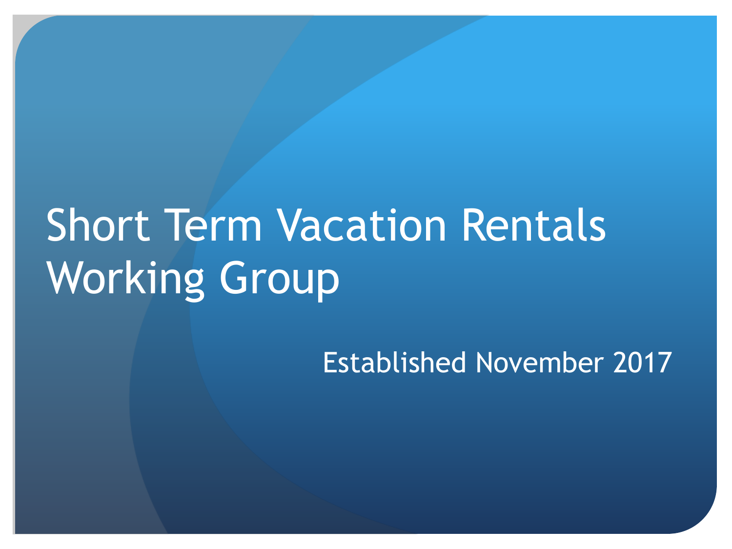# Short Term Vacation Rentals Working Group

Established November 2017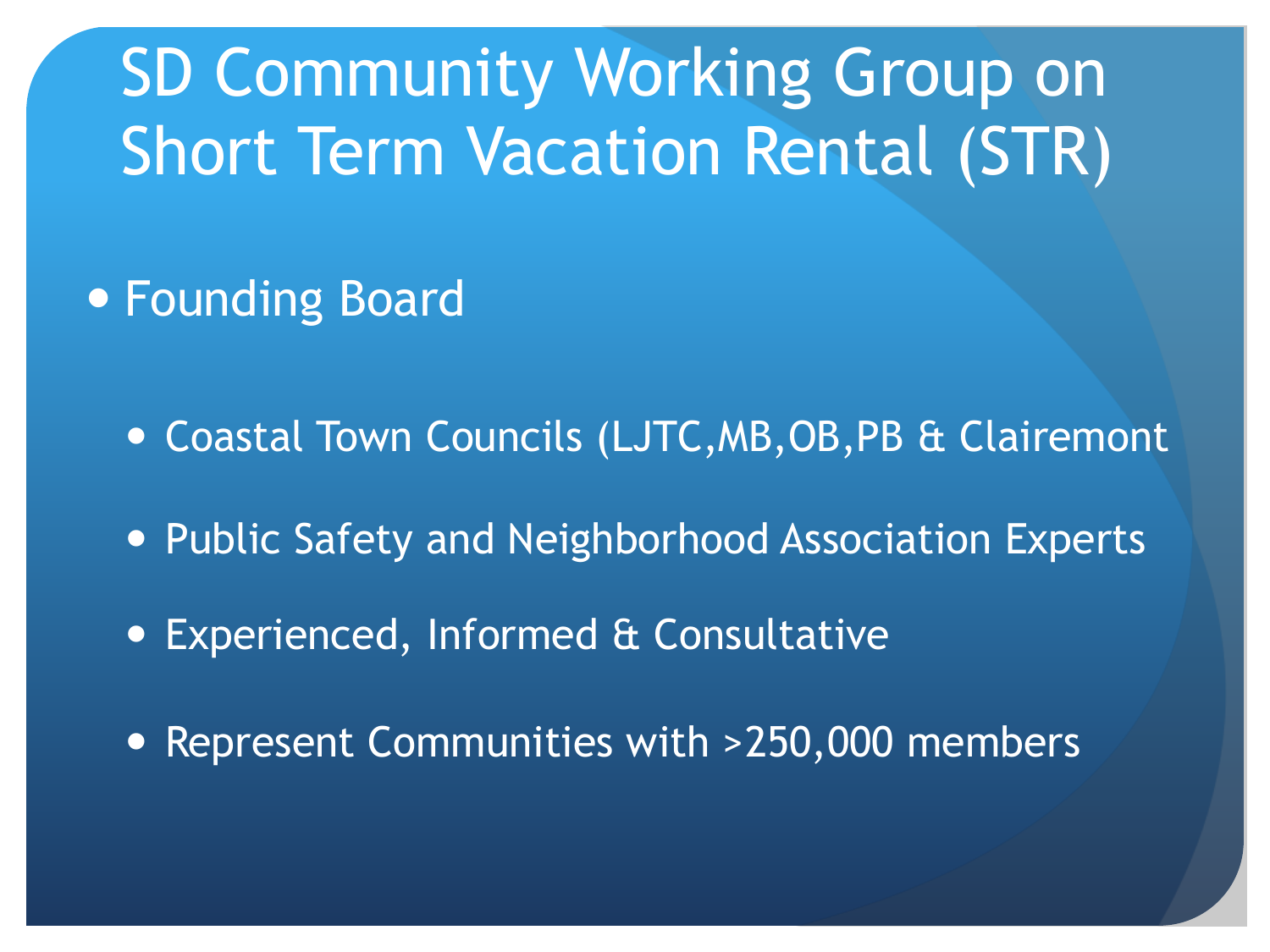# SD Community Working Group on Short Term Vacation Rental (STR)

- Founding Board
  - Coastal Town Councils (LJTC,MB,OB,PB & Clairemont
  - Public Safety and Neighborhood Association Experts
  - Experienced, Informed & Consultative
  - Represent Communities with >250,000 members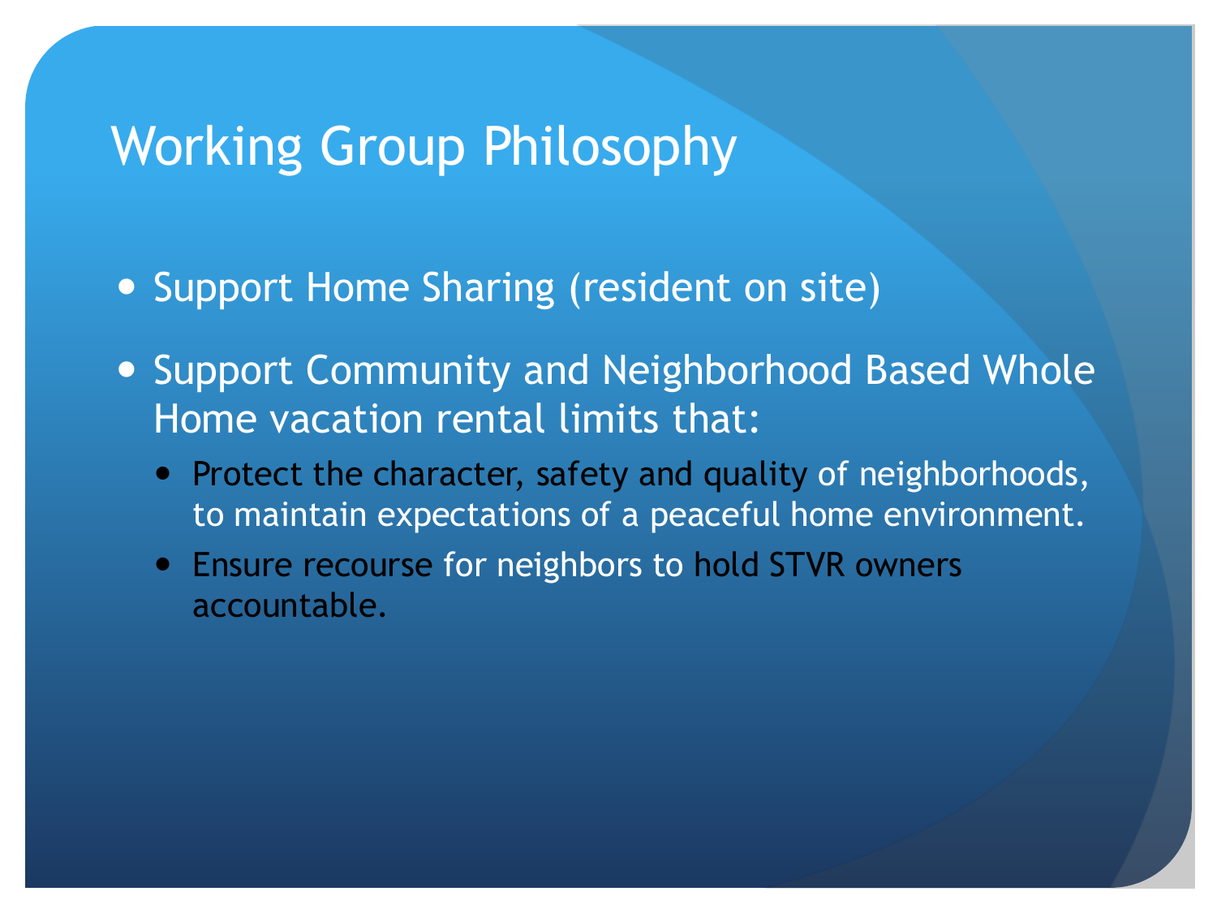# Working Group Philosophy

- Support Home Sharing (resident on site)
- Support Community and Neighborhood Based Whole Home vacation rental limits that:
  - Protect the character, safety and quality of neighborhoods, to maintain expectations of a peaceful home environment.
  - Ensure recourse for neighbors to hold STVR owners accountable.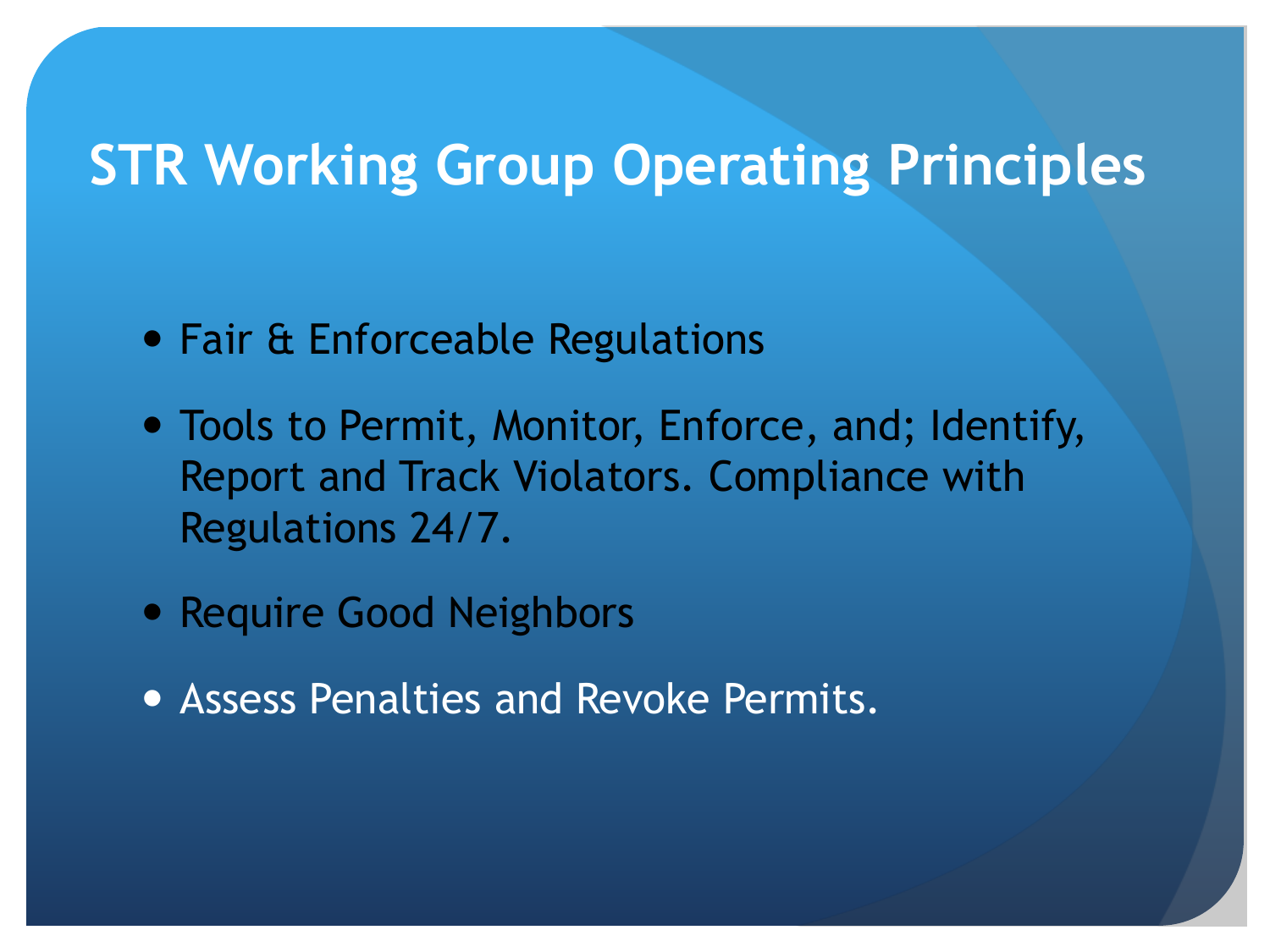# STR Working Group Operating Principles

- Fair & Enforceable Regulations
- Tools to Permit, Monitor, Enforce, and; Identify, Report and Track Violators. Compliance with Regulations 24/7.
- Require Good Neighbors
- Assess Penalties and Revoke Permits.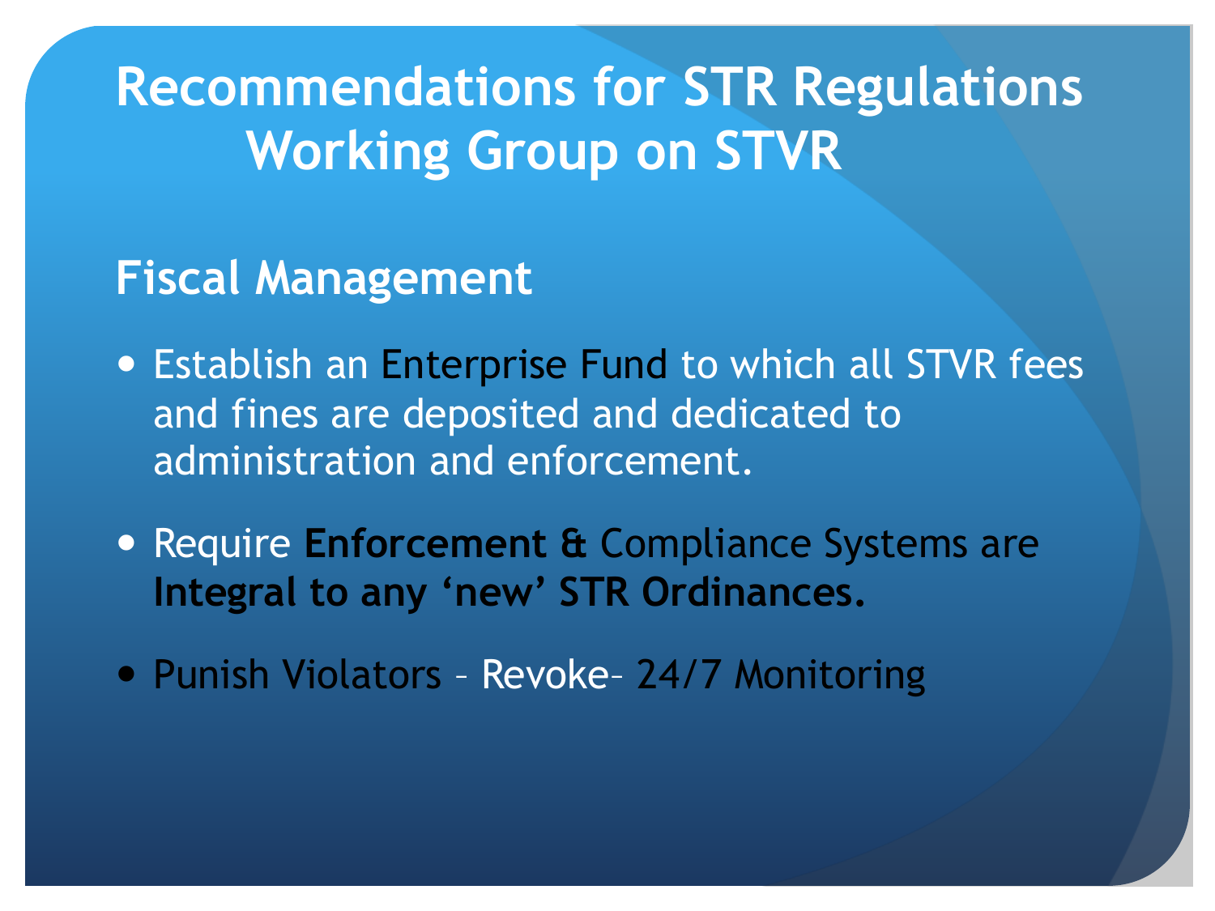# Recommendations for STR Regulations Working Group on STVR

## Fiscal Management

- Establish an Enterprise Fund to which all STVR fees and fines are deposited and dedicated to administration and enforcement.
- Require **Enforcement &** Compliance Systems are **Integral to any 'new' STR Ordinances.**
- Punish Violators – Revoke– 24/7 Monitoring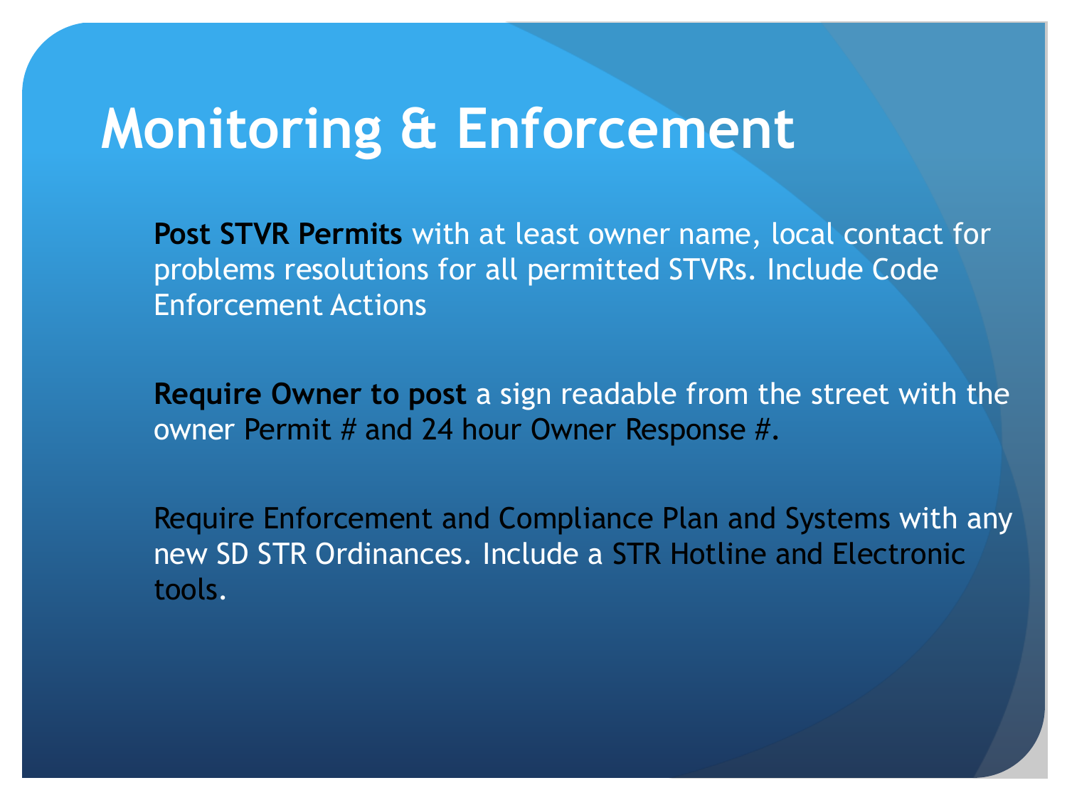# Monitoring & Enforcement

**Post STVR Permits** with at least owner name, local contact for problems resolutions for all permitted STVRs. Include Code Enforcement Actions

**Require Owner to post** a sign readable from the street with the owner Permit # and 24 hour Owner Response #.

Require Enforcement and Compliance Plan and Systems with any new SD STR Ordinances. Include a STR Hotline and Electronic tools.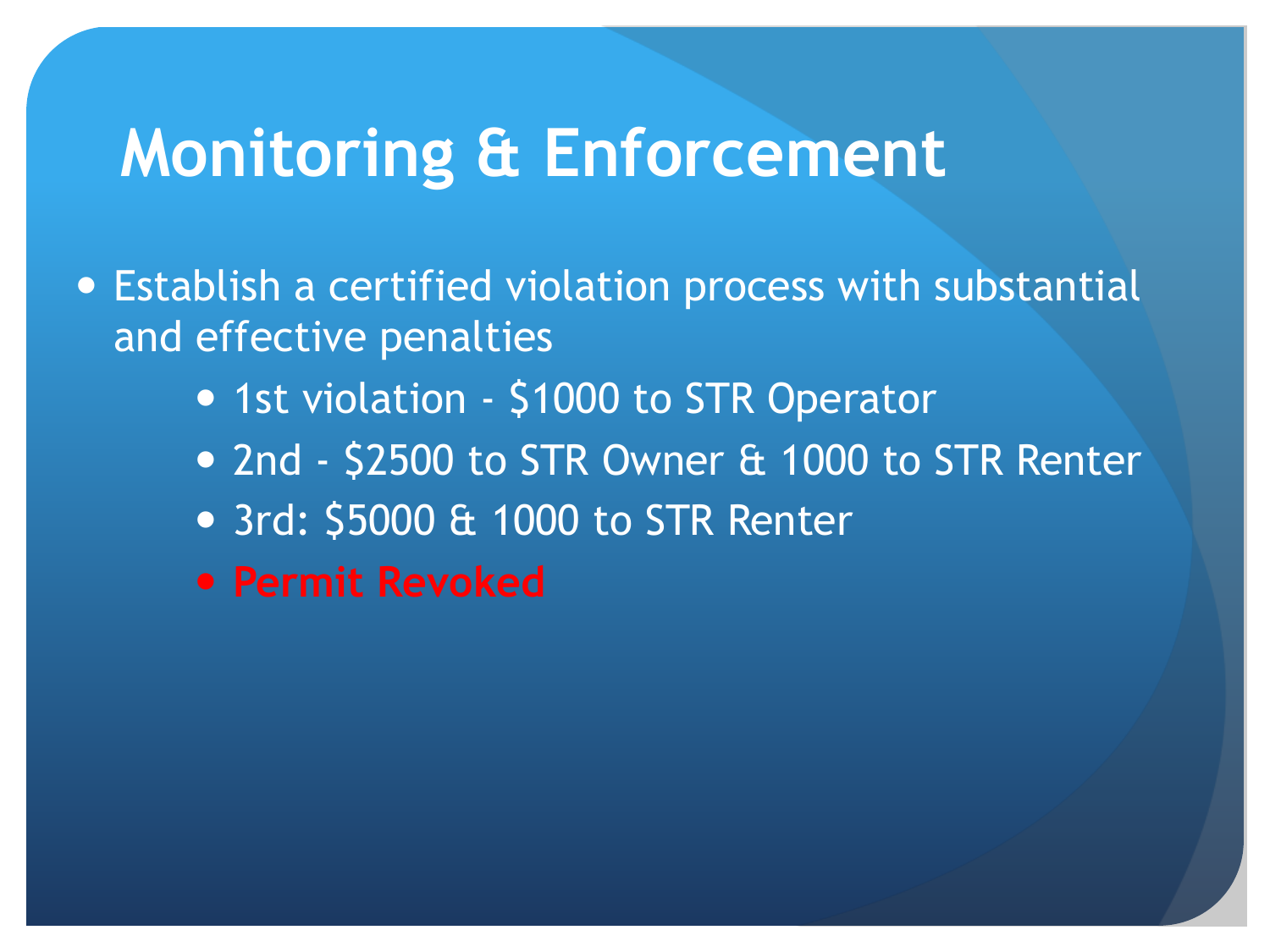# Monitoring & Enforcement

- Establish a certified violation process with substantial and effective penalties
  - 1st violation - $1000 to STR Operator
  - 2nd - $2500 to STR Owner & 1000 to STR Renter
  - 3rd: $5000 & 1000 to STR Renter
  - **Permit Revoked**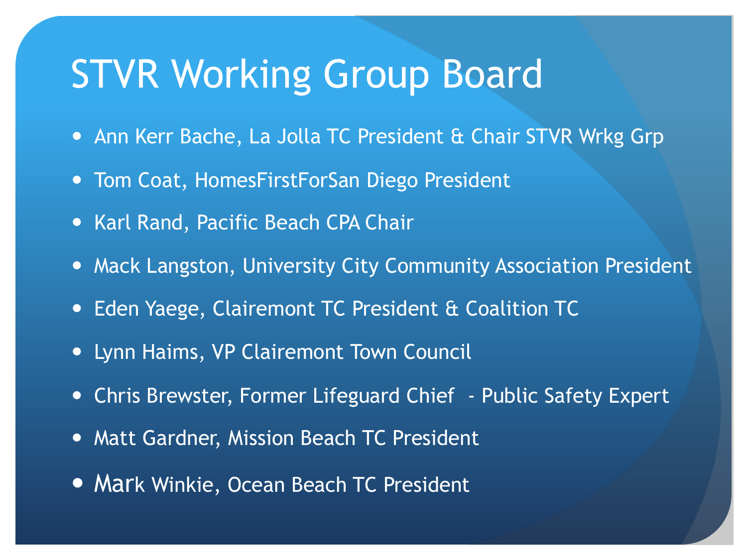# STVR Working Group Board

- Ann Kerr Bache, La Jolla TC President & Chair STVR Wrkg Grp
- Tom Coat, HomesFirstForSan Diego President
- Karl Rand, Pacific Beach CPA Chair
- Mack Langston, University City Community Association President
- Eden Yaege, Clairemont TC President & Coalition TC
- Lynn Haims, VP Clairemont Town Council
- Chris Brewster, Former Lifeguard Chief - Public Safety Expert
- Matt Gardner, Mission Beach TC President
- Mark Winkie, Ocean Beach TC President